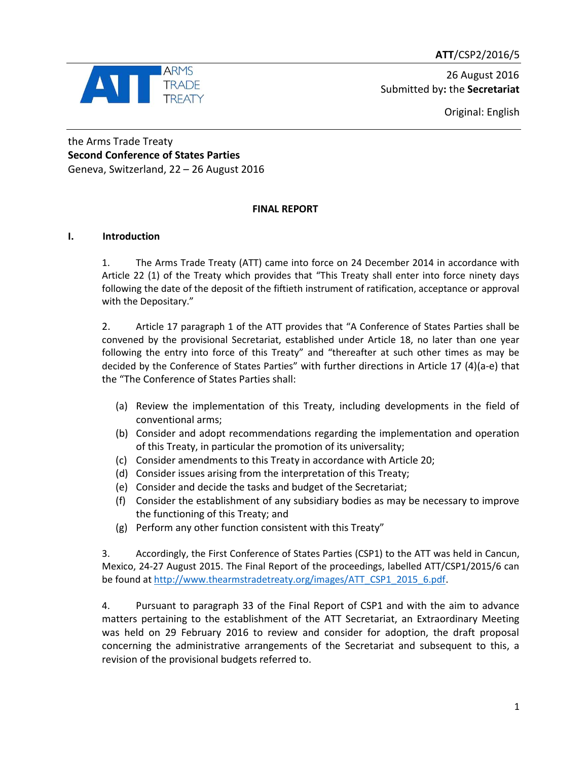**ATT**/CSP2/2016/5

ARMS TRADE TREATY

26 August 2016
Submitted by**:** the **Secretariat**

Original: English

the Arms Trade Treaty
**Second Conference of States Parties**
Geneva, Switzerland, 22 – 26 August 2016

**FINAL REPORT**

## I. Introduction

1. The Arms Trade Treaty (ATT) came into force on 24 December 2014 in accordance with Article 22 (1) of the Treaty which provides that "This Treaty shall enter into force ninety days following the date of the deposit of the fiftieth instrument of ratification, acceptance or approval with the Depositary."

2. Article 17 paragraph 1 of the ATT provides that "A Conference of States Parties shall be convened by the provisional Secretariat, established under Article 18, no later than one year following the entry into force of this Treaty" and "thereafter at such other times as may be decided by the Conference of States Parties" with further directions in Article 17 (4)(a-e) that the "The Conference of States Parties shall:

(a) Review the implementation of this Treaty, including developments in the field of conventional arms;
(b) Consider and adopt recommendations regarding the implementation and operation of this Treaty, in particular the promotion of its universality;
(c) Consider amendments to this Treaty in accordance with Article 20;
(d) Consider issues arising from the interpretation of this Treaty;
(e) Consider and decide the tasks and budget of the Secretariat;
(f) Consider the establishment of any subsidiary bodies as may be necessary to improve the functioning of this Treaty; and
(g) Perform any other function consistent with this Treaty"

3. Accordingly, the First Conference of States Parties (CSP1) to the ATT was held in Cancun, Mexico, 24-27 August 2015. The Final Report of the proceedings, labelled ATT/CSP1/2015/6 can be found at http://www.thearmstradetreaty.org/images/ATT_CSP1_2015_6.pdf.

4. Pursuant to paragraph 33 of the Final Report of CSP1 and with the aim to advance matters pertaining to the establishment of the ATT Secretariat, an Extraordinary Meeting was held on 29 February 2016 to review and consider for adoption, the draft proposal concerning the administrative arrangements of the Secretariat and subsequent to this, a revision of the provisional budgets referred to.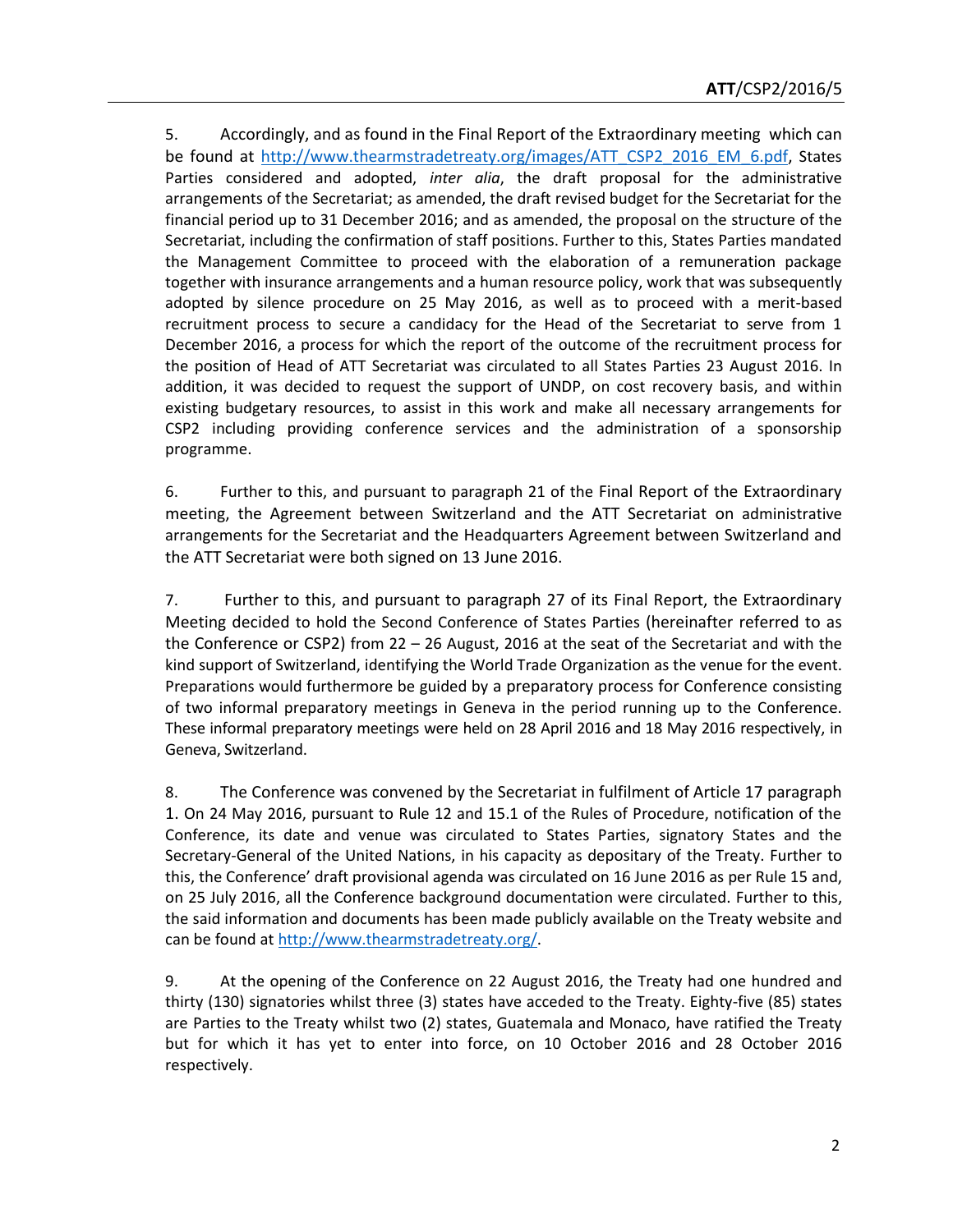5. Accordingly, and as found in the Final Report of the Extraordinary meeting which can be found at http://www.thearmstradetreaty.org/images/ATT_CSP2_2016_EM_6.pdf, States Parties considered and adopted, *inter alia*, the draft proposal for the administrative arrangements of the Secretariat; as amended, the draft revised budget for the Secretariat for the financial period up to 31 December 2016; and as amended, the proposal on the structure of the Secretariat, including the confirmation of staff positions. Further to this, States Parties mandated the Management Committee to proceed with the elaboration of a remuneration package together with insurance arrangements and a human resource policy, work that was subsequently adopted by silence procedure on 25 May 2016, as well as to proceed with a merit-based recruitment process to secure a candidacy for the Head of the Secretariat to serve from 1 December 2016, a process for which the report of the outcome of the recruitment process for the position of Head of ATT Secretariat was circulated to all States Parties 23 August 2016. In addition, it was decided to request the support of UNDP, on cost recovery basis, and within existing budgetary resources, to assist in this work and make all necessary arrangements for CSP2 including providing conference services and the administration of a sponsorship programme.

6. Further to this, and pursuant to paragraph 21 of the Final Report of the Extraordinary meeting, the Agreement between Switzerland and the ATT Secretariat on administrative arrangements for the Secretariat and the Headquarters Agreement between Switzerland and the ATT Secretariat were both signed on 13 June 2016.

7. Further to this, and pursuant to paragraph 27 of its Final Report, the Extraordinary Meeting decided to hold the Second Conference of States Parties (hereinafter referred to as the Conference or CSP2) from 22 – 26 August, 2016 at the seat of the Secretariat and with the kind support of Switzerland, identifying the World Trade Organization as the venue for the event. Preparations would furthermore be guided by a preparatory process for Conference consisting of two informal preparatory meetings in Geneva in the period running up to the Conference. These informal preparatory meetings were held on 28 April 2016 and 18 May 2016 respectively, in Geneva, Switzerland.

8. The Conference was convened by the Secretariat in fulfilment of Article 17 paragraph 1. On 24 May 2016, pursuant to Rule 12 and 15.1 of the Rules of Procedure, notification of the Conference, its date and venue was circulated to States Parties, signatory States and the Secretary-General of the United Nations, in his capacity as depositary of the Treaty. Further to this, the Conference' draft provisional agenda was circulated on 16 June 2016 as per Rule 15 and, on 25 July 2016, all the Conference background documentation were circulated. Further to this, the said information and documents has been made publicly available on the Treaty website and can be found at http://www.thearmstradetreaty.org/.

9. At the opening of the Conference on 22 August 2016, the Treaty had one hundred and thirty (130) signatories whilst three (3) states have acceded to the Treaty. Eighty-five (85) states are Parties to the Treaty whilst two (2) states, Guatemala and Monaco, have ratified the Treaty but for which it has yet to enter into force, on 10 October 2016 and 28 October 2016 respectively.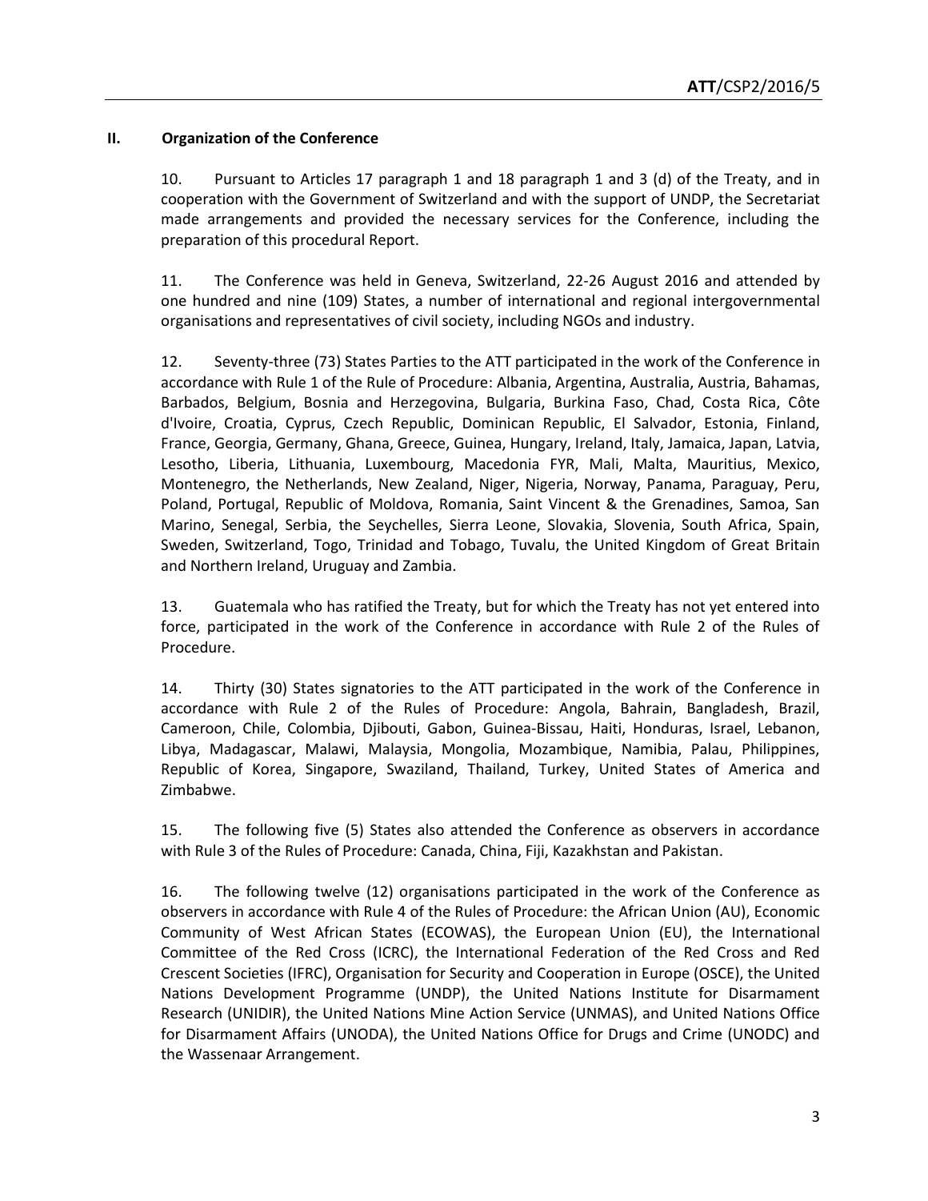## II. Organization of the Conference

10. Pursuant to Articles 17 paragraph 1 and 18 paragraph 1 and 3 (d) of the Treaty, and in cooperation with the Government of Switzerland and with the support of UNDP, the Secretariat made arrangements and provided the necessary services for the Conference, including the preparation of this procedural Report.

11. The Conference was held in Geneva, Switzerland, 22-26 August 2016 and attended by one hundred and nine (109) States, a number of international and regional intergovernmental organisations and representatives of civil society, including NGOs and industry.

12. Seventy-three (73) States Parties to the ATT participated in the work of the Conference in accordance with Rule 1 of the Rule of Procedure: Albania, Argentina, Australia, Austria, Bahamas, Barbados, Belgium, Bosnia and Herzegovina, Bulgaria, Burkina Faso, Chad, Costa Rica, Côte d'Ivoire, Croatia, Cyprus, Czech Republic, Dominican Republic, El Salvador, Estonia, Finland, France, Georgia, Germany, Ghana, Greece, Guinea, Hungary, Ireland, Italy, Jamaica, Japan, Latvia, Lesotho, Liberia, Lithuania, Luxembourg, Macedonia FYR, Mali, Malta, Mauritius, Mexico, Montenegro, the Netherlands, New Zealand, Niger, Nigeria, Norway, Panama, Paraguay, Peru, Poland, Portugal, Republic of Moldova, Romania, Saint Vincent & the Grenadines, Samoa, San Marino, Senegal, Serbia, the Seychelles, Sierra Leone, Slovakia, Slovenia, South Africa, Spain, Sweden, Switzerland, Togo, Trinidad and Tobago, Tuvalu, the United Kingdom of Great Britain and Northern Ireland, Uruguay and Zambia.

13. Guatemala who has ratified the Treaty, but for which the Treaty has not yet entered into force, participated in the work of the Conference in accordance with Rule 2 of the Rules of Procedure.

14. Thirty (30) States signatories to the ATT participated in the work of the Conference in accordance with Rule 2 of the Rules of Procedure: Angola, Bahrain, Bangladesh, Brazil, Cameroon, Chile, Colombia, Djibouti, Gabon, Guinea-Bissau, Haiti, Honduras, Israel, Lebanon, Libya, Madagascar, Malawi, Malaysia, Mongolia, Mozambique, Namibia, Palau, Philippines, Republic of Korea, Singapore, Swaziland, Thailand, Turkey, United States of America and Zimbabwe.

15. The following five (5) States also attended the Conference as observers in accordance with Rule 3 of the Rules of Procedure: Canada, China, Fiji, Kazakhstan and Pakistan.

16. The following twelve (12) organisations participated in the work of the Conference as observers in accordance with Rule 4 of the Rules of Procedure: the African Union (AU), Economic Community of West African States (ECOWAS), the European Union (EU), the International Committee of the Red Cross (ICRC), the International Federation of the Red Cross and Red Crescent Societies (IFRC), Organisation for Security and Cooperation in Europe (OSCE), the United Nations Development Programme (UNDP), the United Nations Institute for Disarmament Research (UNIDIR), the United Nations Mine Action Service (UNMAS), and United Nations Office for Disarmament Affairs (UNODA), the United Nations Office for Drugs and Crime (UNODC) and the Wassenaar Arrangement.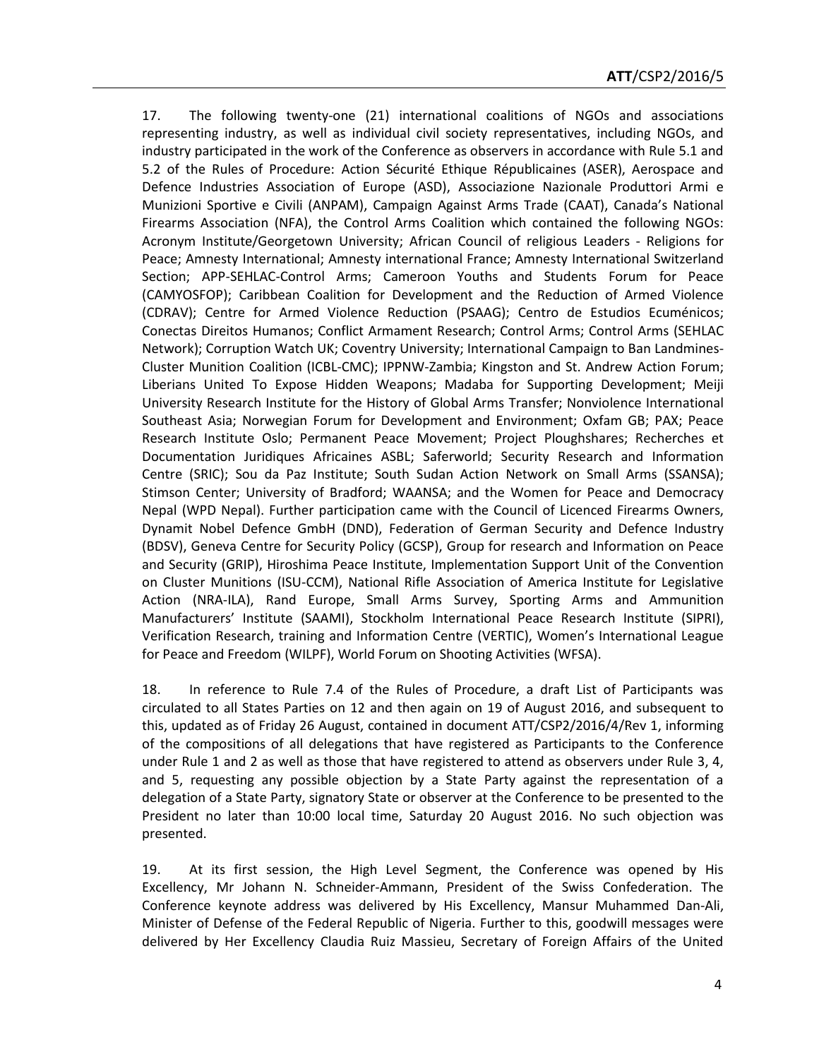17. The following twenty-one (21) international coalitions of NGOs and associations representing industry, as well as individual civil society representatives, including NGOs, and industry participated in the work of the Conference as observers in accordance with Rule 5.1 and 5.2 of the Rules of Procedure: Action Sécurité Ethique Républicaines (ASER), Aerospace and Defence Industries Association of Europe (ASD), Associazione Nazionale Produttori Armi e Munizioni Sportive e Civili (ANPAM), Campaign Against Arms Trade (CAAT), Canada's National Firearms Association (NFA), the Control Arms Coalition which contained the following NGOs: Acronym Institute/Georgetown University; African Council of religious Leaders - Religions for Peace; Amnesty International; Amnesty international France; Amnesty International Switzerland Section; APP-SEHLAC-Control Arms; Cameroon Youths and Students Forum for Peace (CAMYOSFOP); Caribbean Coalition for Development and the Reduction of Armed Violence (CDRAV); Centre for Armed Violence Reduction (PSAAG); Centro de Estudios Ecuménicos; Conectas Direitos Humanos; Conflict Armament Research; Control Arms; Control Arms (SEHLAC Network); Corruption Watch UK; Coventry University; International Campaign to Ban Landmines-Cluster Munition Coalition (ICBL-CMC); IPPNW-Zambia; Kingston and St. Andrew Action Forum; Liberians United To Expose Hidden Weapons; Madaba for Supporting Development; Meiji University Research Institute for the History of Global Arms Transfer; Nonviolence International Southeast Asia; Norwegian Forum for Development and Environment; Oxfam GB; PAX; Peace Research Institute Oslo; Permanent Peace Movement; Project Ploughshares; Recherches et Documentation Juridiques Africaines ASBL; Saferworld; Security Research and Information Centre (SRIC); Sou da Paz Institute; South Sudan Action Network on Small Arms (SSANSA); Stimson Center; University of Bradford; WAANSA; and the Women for Peace and Democracy Nepal (WPD Nepal). Further participation came with the Council of Licenced Firearms Owners, Dynamit Nobel Defence GmbH (DND), Federation of German Security and Defence Industry (BDSV), Geneva Centre for Security Policy (GCSP), Group for research and Information on Peace and Security (GRIP), Hiroshima Peace Institute, Implementation Support Unit of the Convention on Cluster Munitions (ISU-CCM), National Rifle Association of America Institute for Legislative Action (NRA-ILA), Rand Europe, Small Arms Survey, Sporting Arms and Ammunition Manufacturers' Institute (SAAMI), Stockholm International Peace Research Institute (SIPRI), Verification Research, training and Information Centre (VERTIC), Women's International League for Peace and Freedom (WILPF), World Forum on Shooting Activities (WFSA).

18. In reference to Rule 7.4 of the Rules of Procedure, a draft List of Participants was circulated to all States Parties on 12 and then again on 19 of August 2016, and subsequent to this, updated as of Friday 26 August, contained in document ATT/CSP2/2016/4/Rev 1, informing of the compositions of all delegations that have registered as Participants to the Conference under Rule 1 and 2 as well as those that have registered to attend as observers under Rule 3, 4, and 5, requesting any possible objection by a State Party against the representation of a delegation of a State Party, signatory State or observer at the Conference to be presented to the President no later than 10:00 local time, Saturday 20 August 2016. No such objection was presented.

19. At its first session, the High Level Segment, the Conference was opened by His Excellency, Mr Johann N. Schneider-Ammann, President of the Swiss Confederation. The Conference keynote address was delivered by His Excellency, Mansur Muhammed Dan-Ali, Minister of Defense of the Federal Republic of Nigeria. Further to this, goodwill messages were delivered by Her Excellency Claudia Ruiz Massieu, Secretary of Foreign Affairs of the United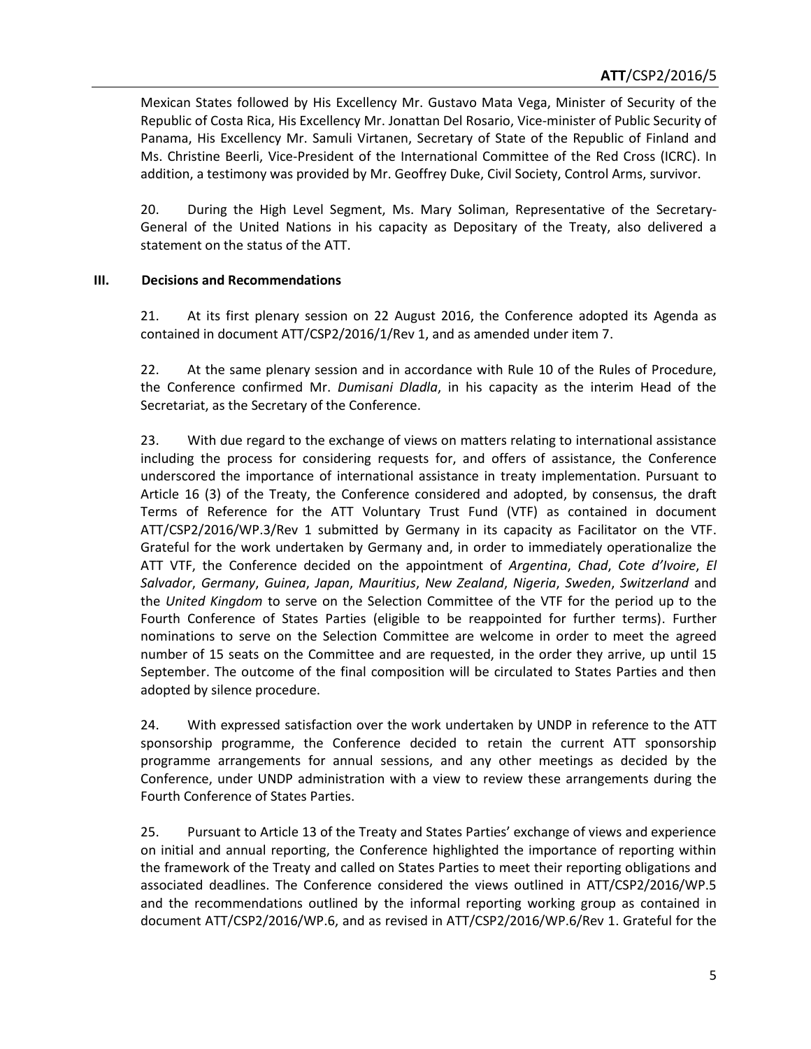Mexican States followed by His Excellency Mr. Gustavo Mata Vega, Minister of Security of the Republic of Costa Rica, His Excellency Mr. Jonattan Del Rosario, Vice-minister of Public Security of Panama, His Excellency Mr. Samuli Virtanen, Secretary of State of the Republic of Finland and Ms. Christine Beerli, Vice-President of the International Committee of the Red Cross (ICRC). In addition, a testimony was provided by Mr. Geoffrey Duke, Civil Society, Control Arms, survivor.

20. During the High Level Segment, Ms. Mary Soliman, Representative of the Secretary-General of the United Nations in his capacity as Depositary of the Treaty, also delivered a statement on the status of the ATT.

## III. Decisions and Recommendations

21. At its first plenary session on 22 August 2016, the Conference adopted its Agenda as contained in document ATT/CSP2/2016/1/Rev 1, and as amended under item 7.

22. At the same plenary session and in accordance with Rule 10 of the Rules of Procedure, the Conference confirmed Mr. *Dumisani Dladla*, in his capacity as the interim Head of the Secretariat, as the Secretary of the Conference.

23. With due regard to the exchange of views on matters relating to international assistance including the process for considering requests for, and offers of assistance, the Conference underscored the importance of international assistance in treaty implementation. Pursuant to Article 16 (3) of the Treaty, the Conference considered and adopted, by consensus, the draft Terms of Reference for the ATT Voluntary Trust Fund (VTF) as contained in document ATT/CSP2/2016/WP.3/Rev 1 submitted by Germany in its capacity as Facilitator on the VTF. Grateful for the work undertaken by Germany and, in order to immediately operationalize the ATT VTF, the Conference decided on the appointment of *Argentina*, *Chad*, *Cote d'Ivoire*, *El Salvador*, *Germany*, *Guinea*, *Japan*, *Mauritius*, *New Zealand*, *Nigeria*, *Sweden*, *Switzerland* and the *United Kingdom* to serve on the Selection Committee of the VTF for the period up to the Fourth Conference of States Parties (eligible to be reappointed for further terms). Further nominations to serve on the Selection Committee are welcome in order to meet the agreed number of 15 seats on the Committee and are requested, in the order they arrive, up until 15 September. The outcome of the final composition will be circulated to States Parties and then adopted by silence procedure.

24. With expressed satisfaction over the work undertaken by UNDP in reference to the ATT sponsorship programme, the Conference decided to retain the current ATT sponsorship programme arrangements for annual sessions, and any other meetings as decided by the Conference, under UNDP administration with a view to review these arrangements during the Fourth Conference of States Parties.

25. Pursuant to Article 13 of the Treaty and States Parties' exchange of views and experience on initial and annual reporting, the Conference highlighted the importance of reporting within the framework of the Treaty and called on States Parties to meet their reporting obligations and associated deadlines. The Conference considered the views outlined in ATT/CSP2/2016/WP.5 and the recommendations outlined by the informal reporting working group as contained in document ATT/CSP2/2016/WP.6, and as revised in ATT/CSP2/2016/WP.6/Rev 1. Grateful for the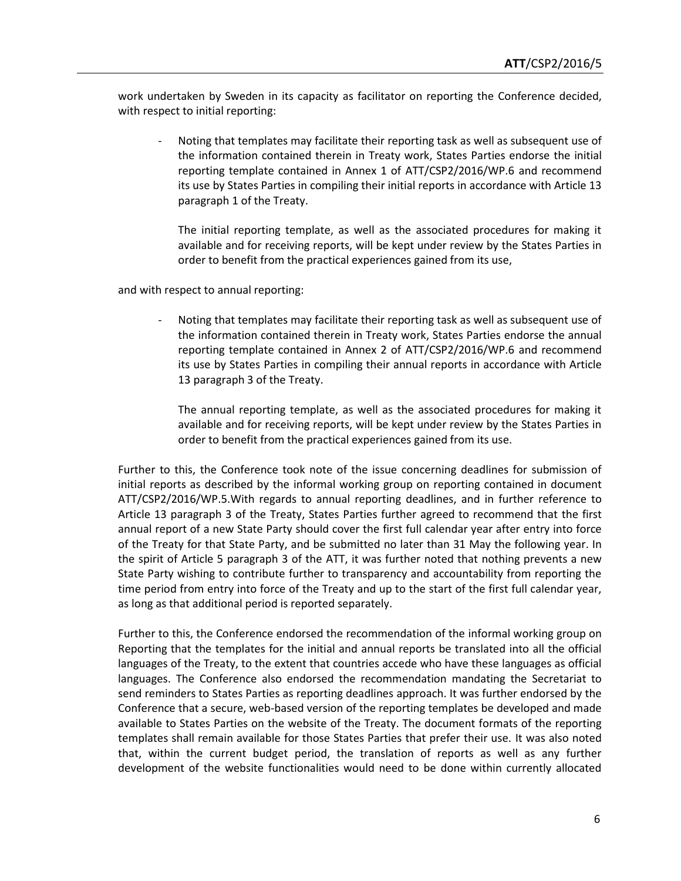work undertaken by Sweden in its capacity as facilitator on reporting the Conference decided, with respect to initial reporting:

- Noting that templates may facilitate their reporting task as well as subsequent use of the information contained therein in Treaty work, States Parties endorse the initial reporting template contained in Annex 1 of ATT/CSP2/2016/WP.6 and recommend its use by States Parties in compiling their initial reports in accordance with Article 13 paragraph 1 of the Treaty.

  The initial reporting template, as well as the associated procedures for making it available and for receiving reports, will be kept under review by the States Parties in order to benefit from the practical experiences gained from its use,

and with respect to annual reporting:

- Noting that templates may facilitate their reporting task as well as subsequent use of the information contained therein in Treaty work, States Parties endorse the annual reporting template contained in Annex 2 of ATT/CSP2/2016/WP.6 and recommend its use by States Parties in compiling their annual reports in accordance with Article 13 paragraph 3 of the Treaty.

  The annual reporting template, as well as the associated procedures for making it available and for receiving reports, will be kept under review by the States Parties in order to benefit from the practical experiences gained from its use.

Further to this, the Conference took note of the issue concerning deadlines for submission of initial reports as described by the informal working group on reporting contained in document ATT/CSP2/2016/WP.5.With regards to annual reporting deadlines, and in further reference to Article 13 paragraph 3 of the Treaty, States Parties further agreed to recommend that the first annual report of a new State Party should cover the first full calendar year after entry into force of the Treaty for that State Party, and be submitted no later than 31 May the following year. In the spirit of Article 5 paragraph 3 of the ATT, it was further noted that nothing prevents a new State Party wishing to contribute further to transparency and accountability from reporting the time period from entry into force of the Treaty and up to the start of the first full calendar year, as long as that additional period is reported separately.

Further to this, the Conference endorsed the recommendation of the informal working group on Reporting that the templates for the initial and annual reports be translated into all the official languages of the Treaty, to the extent that countries accede who have these languages as official languages. The Conference also endorsed the recommendation mandating the Secretariat to send reminders to States Parties as reporting deadlines approach. It was further endorsed by the Conference that a secure, web-based version of the reporting templates be developed and made available to States Parties on the website of the Treaty. The document formats of the reporting templates shall remain available for those States Parties that prefer their use. It was also noted that, within the current budget period, the translation of reports as well as any further development of the website functionalities would need to be done within currently allocated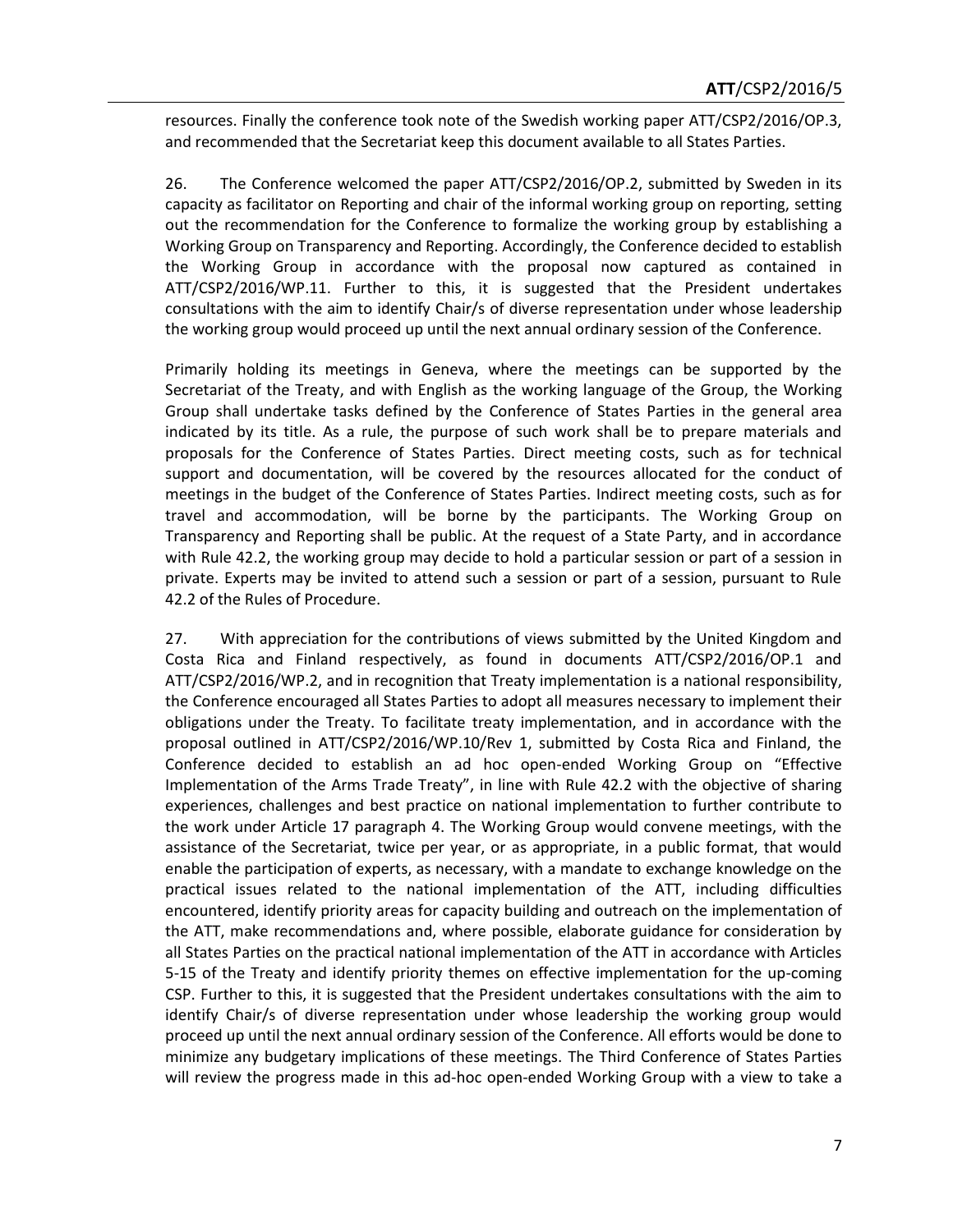resources. Finally the conference took note of the Swedish working paper ATT/CSP2/2016/OP.3, and recommended that the Secretariat keep this document available to all States Parties.

26. The Conference welcomed the paper ATT/CSP2/2016/OP.2, submitted by Sweden in its capacity as facilitator on Reporting and chair of the informal working group on reporting, setting out the recommendation for the Conference to formalize the working group by establishing a Working Group on Transparency and Reporting. Accordingly, the Conference decided to establish the Working Group in accordance with the proposal now captured as contained in ATT/CSP2/2016/WP.11. Further to this, it is suggested that the President undertakes consultations with the aim to identify Chair/s of diverse representation under whose leadership the working group would proceed up until the next annual ordinary session of the Conference.

Primarily holding its meetings in Geneva, where the meetings can be supported by the Secretariat of the Treaty, and with English as the working language of the Group, the Working Group shall undertake tasks defined by the Conference of States Parties in the general area indicated by its title. As a rule, the purpose of such work shall be to prepare materials and proposals for the Conference of States Parties. Direct meeting costs, such as for technical support and documentation, will be covered by the resources allocated for the conduct of meetings in the budget of the Conference of States Parties. Indirect meeting costs, such as for travel and accommodation, will be borne by the participants. The Working Group on Transparency and Reporting shall be public. At the request of a State Party, and in accordance with Rule 42.2, the working group may decide to hold a particular session or part of a session in private. Experts may be invited to attend such a session or part of a session, pursuant to Rule 42.2 of the Rules of Procedure.

27. With appreciation for the contributions of views submitted by the United Kingdom and Costa Rica and Finland respectively, as found in documents ATT/CSP2/2016/OP.1 and ATT/CSP2/2016/WP.2, and in recognition that Treaty implementation is a national responsibility, the Conference encouraged all States Parties to adopt all measures necessary to implement their obligations under the Treaty. To facilitate treaty implementation, and in accordance with the proposal outlined in ATT/CSP2/2016/WP.10/Rev 1, submitted by Costa Rica and Finland, the Conference decided to establish an ad hoc open-ended Working Group on "Effective Implementation of the Arms Trade Treaty", in line with Rule 42.2 with the objective of sharing experiences, challenges and best practice on national implementation to further contribute to the work under Article 17 paragraph 4. The Working Group would convene meetings, with the assistance of the Secretariat, twice per year, or as appropriate, in a public format, that would enable the participation of experts, as necessary, with a mandate to exchange knowledge on the practical issues related to the national implementation of the ATT, including difficulties encountered, identify priority areas for capacity building and outreach on the implementation of the ATT, make recommendations and, where possible, elaborate guidance for consideration by all States Parties on the practical national implementation of the ATT in accordance with Articles 5-15 of the Treaty and identify priority themes on effective implementation for the up-coming CSP. Further to this, it is suggested that the President undertakes consultations with the aim to identify Chair/s of diverse representation under whose leadership the working group would proceed up until the next annual ordinary session of the Conference. All efforts would be done to minimize any budgetary implications of these meetings. The Third Conference of States Parties will review the progress made in this ad-hoc open-ended Working Group with a view to take a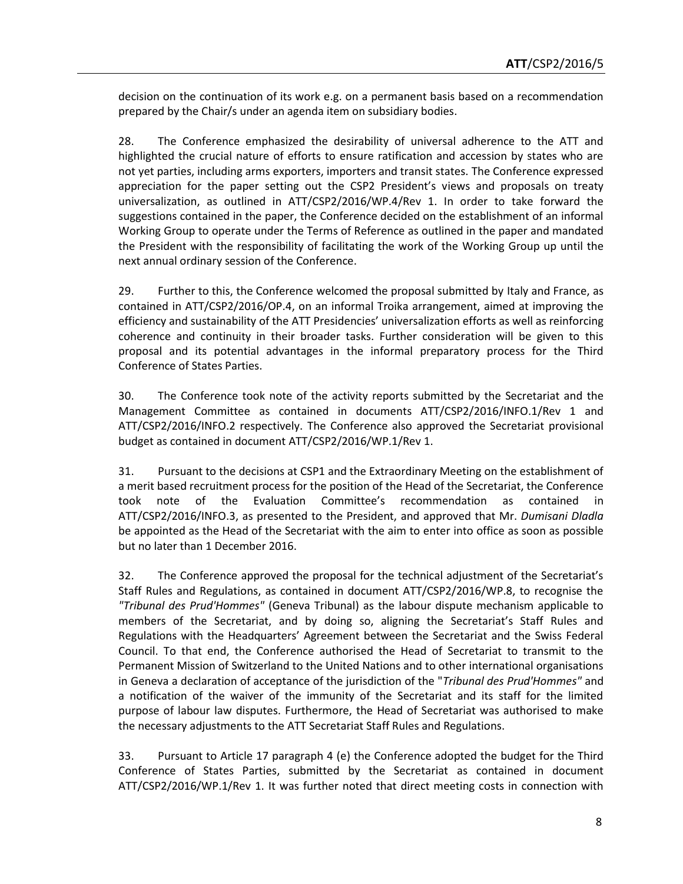decision on the continuation of its work e.g. on a permanent basis based on a recommendation prepared by the Chair/s under an agenda item on subsidiary bodies.

28. The Conference emphasized the desirability of universal adherence to the ATT and highlighted the crucial nature of efforts to ensure ratification and accession by states who are not yet parties, including arms exporters, importers and transit states. The Conference expressed appreciation for the paper setting out the CSP2 President's views and proposals on treaty universalization, as outlined in ATT/CSP2/2016/WP.4/Rev 1. In order to take forward the suggestions contained in the paper, the Conference decided on the establishment of an informal Working Group to operate under the Terms of Reference as outlined in the paper and mandated the President with the responsibility of facilitating the work of the Working Group up until the next annual ordinary session of the Conference.

29. Further to this, the Conference welcomed the proposal submitted by Italy and France, as contained in ATT/CSP2/2016/OP.4, on an informal Troika arrangement, aimed at improving the efficiency and sustainability of the ATT Presidencies' universalization efforts as well as reinforcing coherence and continuity in their broader tasks. Further consideration will be given to this proposal and its potential advantages in the informal preparatory process for the Third Conference of States Parties.

30. The Conference took note of the activity reports submitted by the Secretariat and the Management Committee as contained in documents ATT/CSP2/2016/INFO.1/Rev 1 and ATT/CSP2/2016/INFO.2 respectively. The Conference also approved the Secretariat provisional budget as contained in document ATT/CSP2/2016/WP.1/Rev 1.

31. Pursuant to the decisions at CSP1 and the Extraordinary Meeting on the establishment of a merit based recruitment process for the position of the Head of the Secretariat, the Conference took note of the Evaluation Committee's recommendation as contained in ATT/CSP2/2016/INFO.3, as presented to the President, and approved that Mr. *Dumisani Dladla* be appointed as the Head of the Secretariat with the aim to enter into office as soon as possible but no later than 1 December 2016.

32. The Conference approved the proposal for the technical adjustment of the Secretariat's Staff Rules and Regulations, as contained in document ATT/CSP2/2016/WP.8, to recognise the *"Tribunal des Prud'Hommes"* (Geneva Tribunal) as the labour dispute mechanism applicable to members of the Secretariat, and by doing so, aligning the Secretariat's Staff Rules and Regulations with the Headquarters' Agreement between the Secretariat and the Swiss Federal Council. To that end, the Conference authorised the Head of Secretariat to transmit to the Permanent Mission of Switzerland to the United Nations and to other international organisations in Geneva a declaration of acceptance of the jurisdiction of the "*Tribunal des Prud'Hommes*" and a notification of the waiver of the immunity of the Secretariat and its staff for the limited purpose of labour law disputes. Furthermore, the Head of Secretariat was authorised to make the necessary adjustments to the ATT Secretariat Staff Rules and Regulations.

33. Pursuant to Article 17 paragraph 4 (e) the Conference adopted the budget for the Third Conference of States Parties, submitted by the Secretariat as contained in document ATT/CSP2/2016/WP.1/Rev 1. It was further noted that direct meeting costs in connection with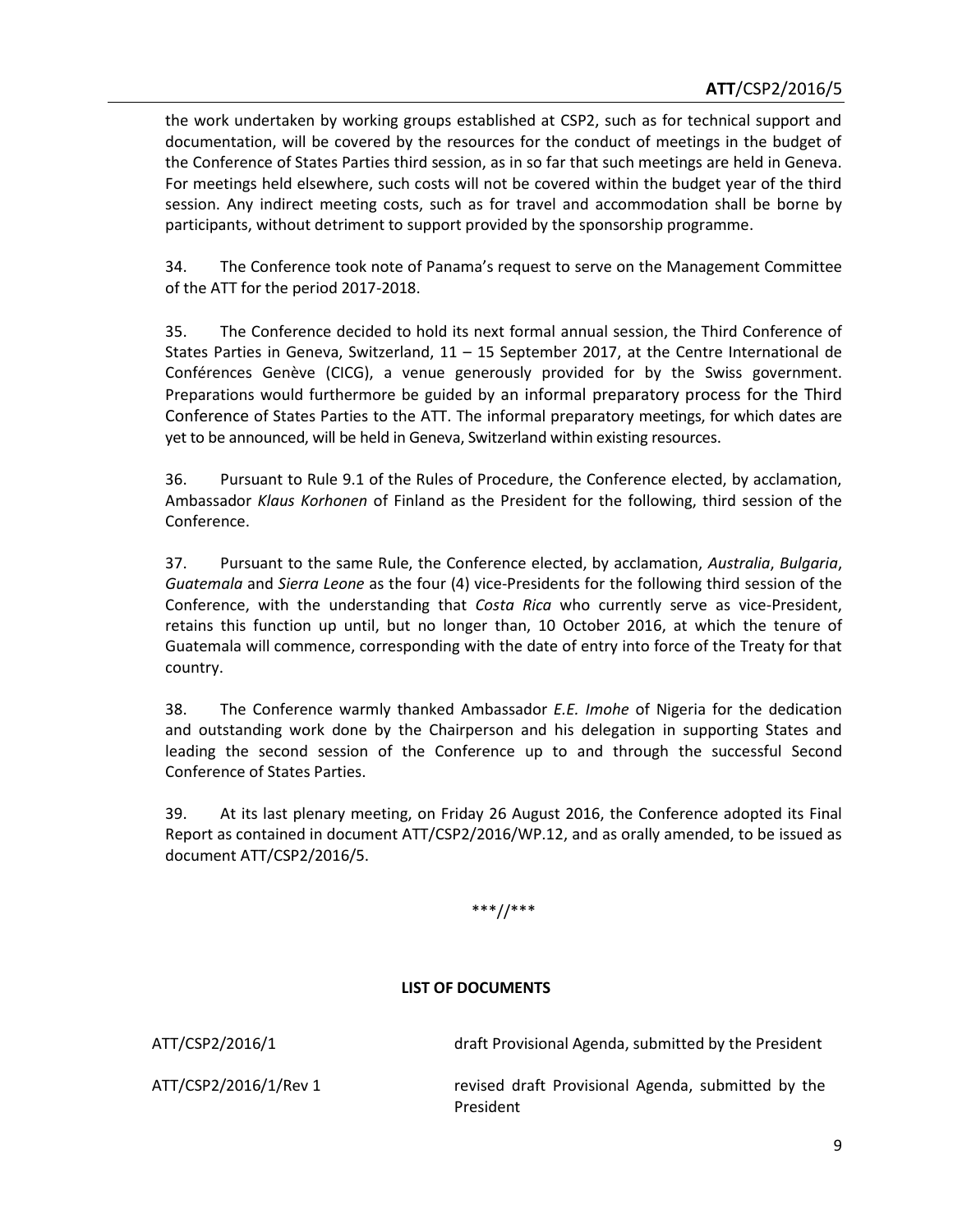the work undertaken by working groups established at CSP2, such as for technical support and documentation, will be covered by the resources for the conduct of meetings in the budget of the Conference of States Parties third session, as in so far that such meetings are held in Geneva. For meetings held elsewhere, such costs will not be covered within the budget year of the third session. Any indirect meeting costs, such as for travel and accommodation shall be borne by participants, without detriment to support provided by the sponsorship programme.

34. The Conference took note of Panama's request to serve on the Management Committee of the ATT for the period 2017-2018.

35. The Conference decided to hold its next formal annual session, the Third Conference of States Parties in Geneva, Switzerland, 11 – 15 September 2017, at the Centre International de Conférences Genève (CICG), a venue generously provided for by the Swiss government. Preparations would furthermore be guided by an informal preparatory process for the Third Conference of States Parties to the ATT. The informal preparatory meetings, for which dates are yet to be announced, will be held in Geneva, Switzerland within existing resources.

36. Pursuant to Rule 9.1 of the Rules of Procedure, the Conference elected, by acclamation, Ambassador *Klaus Korhonen* of Finland as the President for the following, third session of the Conference.

37. Pursuant to the same Rule, the Conference elected, by acclamation, *Australia*, *Bulgaria*, *Guatemala* and *Sierra Leone* as the four (4) vice-Presidents for the following third session of the Conference, with the understanding that *Costa Rica* who currently serve as vice-President, retains this function up until, but no longer than, 10 October 2016, at which the tenure of Guatemala will commence, corresponding with the date of entry into force of the Treaty for that country.

38. The Conference warmly thanked Ambassador *E.E. Imohe* of Nigeria for the dedication and outstanding work done by the Chairperson and his delegation in supporting States and leading the second session of the Conference up to and through the successful Second Conference of States Parties.

39. At its last plenary meeting, on Friday 26 August 2016, the Conference adopted its Final Report as contained in document ATT/CSP2/2016/WP.12, and as orally amended, to be issued as document ATT/CSP2/2016/5.

***//***

**LIST OF DOCUMENTS**

| | |
|---|---|
| ATT/CSP2/2016/1 | draft Provisional Agenda, submitted by the President |
| ATT/CSP2/2016/1/Rev 1 | revised draft Provisional Agenda, submitted by the President |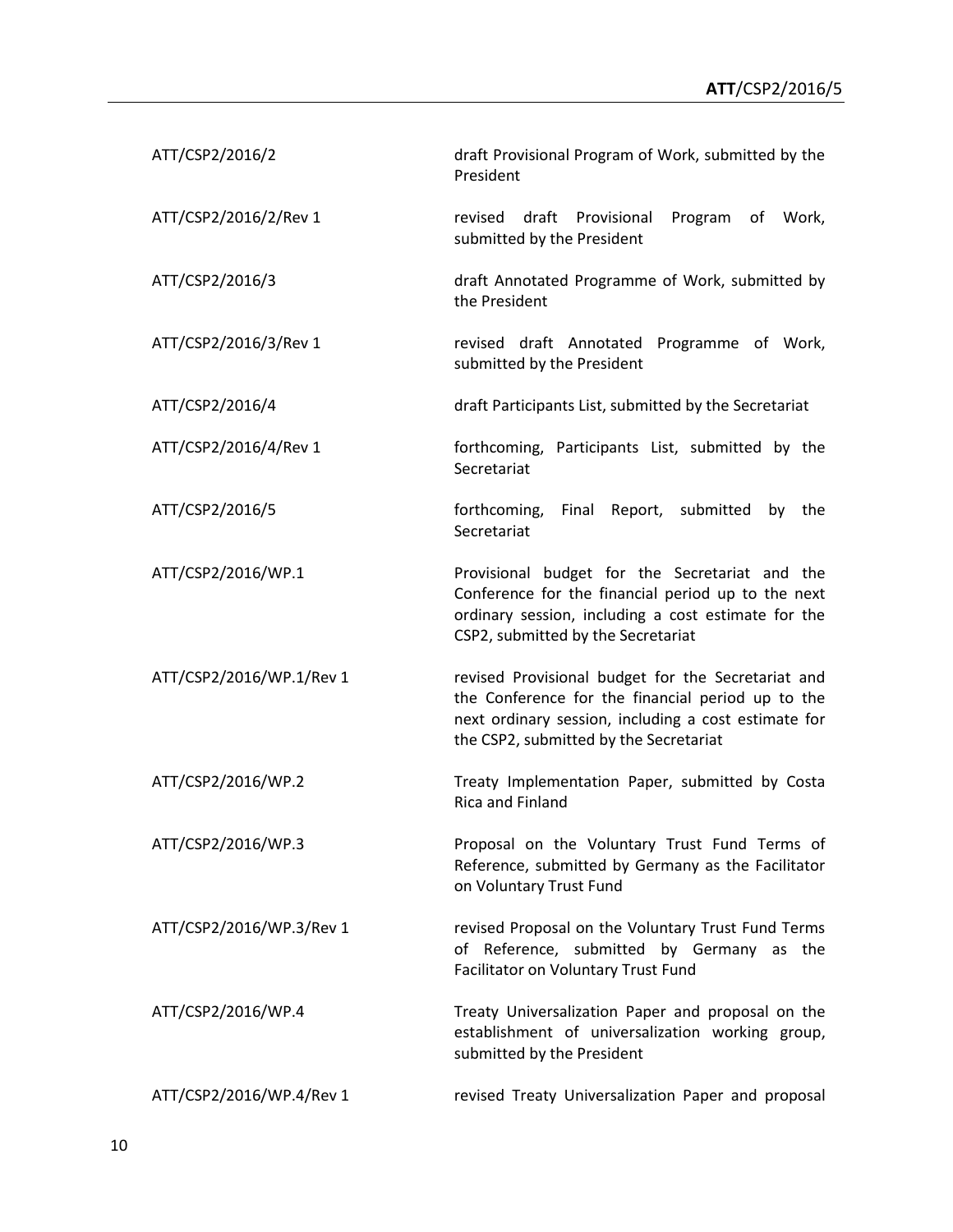| | |
|---|---|
| ATT/CSP2/2016/2 | draft Provisional Program of Work, submitted by the President |
| ATT/CSP2/2016/2/Rev 1 | revised draft Provisional Program of Work, submitted by the President |
| ATT/CSP2/2016/3 | draft Annotated Programme of Work, submitted by the President |
| ATT/CSP2/2016/3/Rev 1 | revised draft Annotated Programme of Work, submitted by the President |
| ATT/CSP2/2016/4 | draft Participants List, submitted by the Secretariat |
| ATT/CSP2/2016/4/Rev 1 | forthcoming, Participants List, submitted by the Secretariat |
| ATT/CSP2/2016/5 | forthcoming, Final Report, submitted by the Secretariat |
| ATT/CSP2/2016/WP.1 | Provisional budget for the Secretariat and the Conference for the financial period up to the next ordinary session, including a cost estimate for the CSP2, submitted by the Secretariat |
| ATT/CSP2/2016/WP.1/Rev 1 | revised Provisional budget for the Secretariat and the Conference for the financial period up to the next ordinary session, including a cost estimate for the CSP2, submitted by the Secretariat |
| ATT/CSP2/2016/WP.2 | Treaty Implementation Paper, submitted by Costa Rica and Finland |
| ATT/CSP2/2016/WP.3 | Proposal on the Voluntary Trust Fund Terms of Reference, submitted by Germany as the Facilitator on Voluntary Trust Fund |
| ATT/CSP2/2016/WP.3/Rev 1 | revised Proposal on the Voluntary Trust Fund Terms of Reference, submitted by Germany as the Facilitator on Voluntary Trust Fund |
| ATT/CSP2/2016/WP.4 | Treaty Universalization Paper and proposal on the establishment of universalization working group, submitted by the President |
| ATT/CSP2/2016/WP.4/Rev 1 | revised Treaty Universalization Paper and proposal |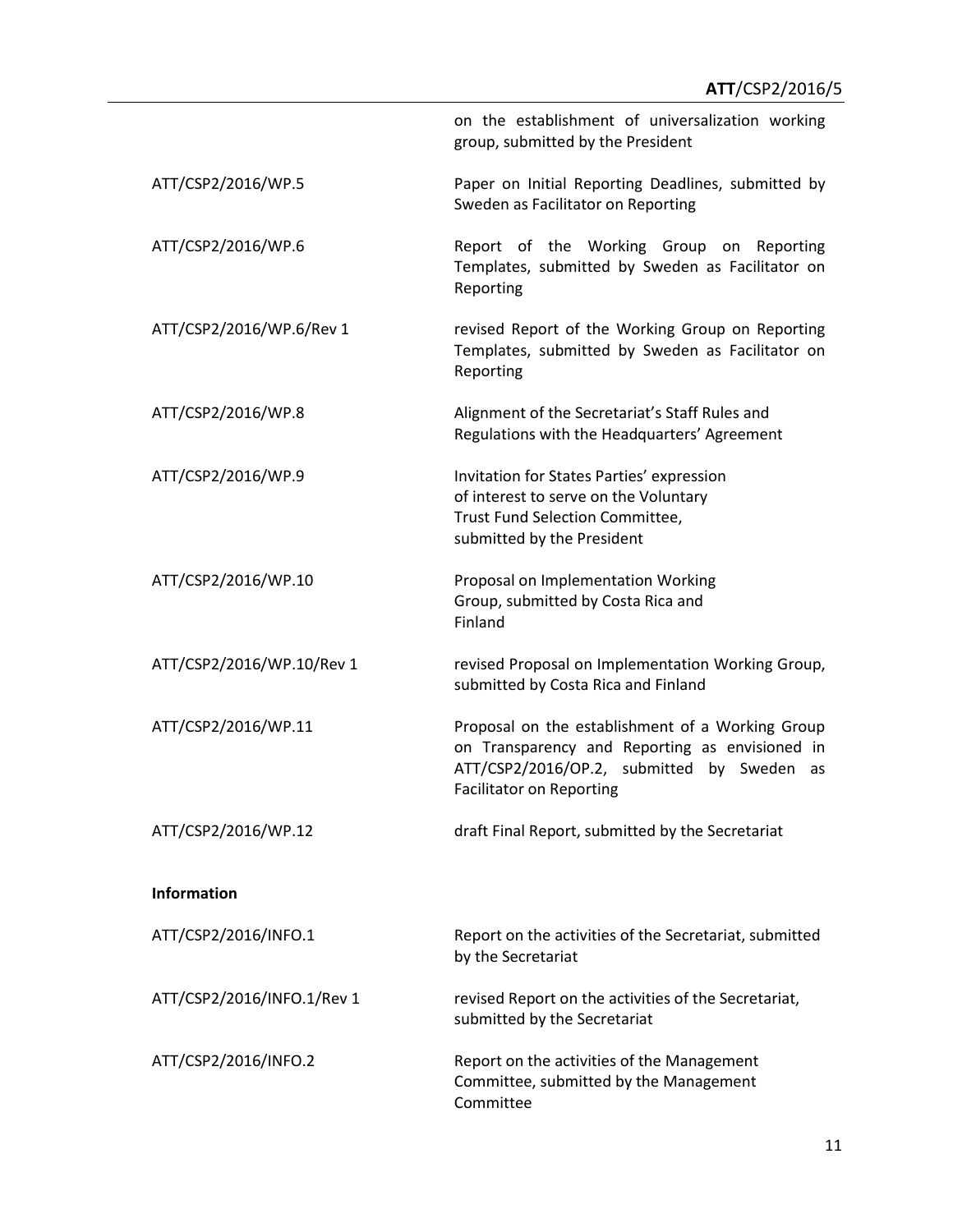| | |
|---|---|
| | on the establishment of universalization working group, submitted by the President |
| ATT/CSP2/2016/WP.5 | Paper on Initial Reporting Deadlines, submitted by Sweden as Facilitator on Reporting |
| ATT/CSP2/2016/WP.6 | Report of the Working Group on Reporting Templates, submitted by Sweden as Facilitator on Reporting |
| ATT/CSP2/2016/WP.6/Rev 1 | revised Report of the Working Group on Reporting Templates, submitted by Sweden as Facilitator on Reporting |
| ATT/CSP2/2016/WP.8 | Alignment of the Secretariat's Staff Rules and Regulations with the Headquarters' Agreement |
| ATT/CSP2/2016/WP.9 | Invitation for States Parties' expression of interest to serve on the Voluntary Trust Fund Selection Committee, submitted by the President |
| ATT/CSP2/2016/WP.10 | Proposal on Implementation Working Group, submitted by Costa Rica and Finland |
| ATT/CSP2/2016/WP.10/Rev 1 | revised Proposal on Implementation Working Group, submitted by Costa Rica and Finland |
| ATT/CSP2/2016/WP.11 | Proposal on the establishment of a Working Group on Transparency and Reporting as envisioned in ATT/CSP2/2016/OP.2, submitted by Sweden as Facilitator on Reporting |
| ATT/CSP2/2016/WP.12 | draft Final Report, submitted by the Secretariat |

**Information**

| | |
|---|---|
| ATT/CSP2/2016/INFO.1 | Report on the activities of the Secretariat, submitted by the Secretariat |
| ATT/CSP2/2016/INFO.1/Rev 1 | revised Report on the activities of the Secretariat, submitted by the Secretariat |
| ATT/CSP2/2016/INFO.2 | Report on the activities of the Management Committee, submitted by the Management Committee |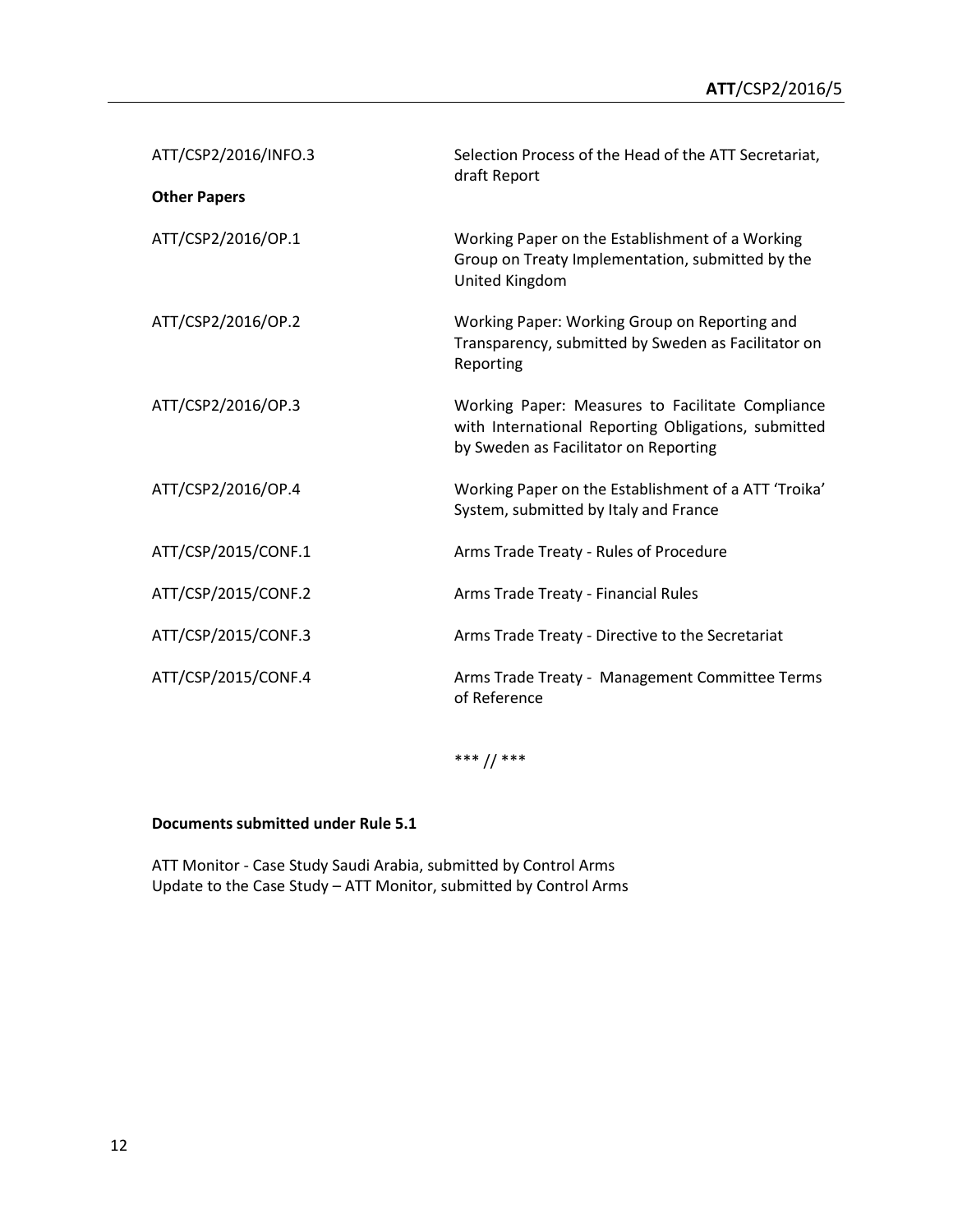| | |
|---|---|
| ATT/CSP2/2016/INFO.3 | Selection Process of the Head of the ATT Secretariat, draft Report |
| **Other Papers** | |
| ATT/CSP2/2016/OP.1 | Working Paper on the Establishment of a Working Group on Treaty Implementation, submitted by the United Kingdom |
| ATT/CSP2/2016/OP.2 | Working Paper: Working Group on Reporting and Transparency, submitted by Sweden as Facilitator on Reporting |
| ATT/CSP2/2016/OP.3 | Working Paper: Measures to Facilitate Compliance with International Reporting Obligations, submitted by Sweden as Facilitator on Reporting |
| ATT/CSP2/2016/OP.4 | Working Paper on the Establishment of a ATT 'Troika' System, submitted by Italy and France |
| ATT/CSP/2015/CONF.1 | Arms Trade Treaty - Rules of Procedure |
| ATT/CSP/2015/CONF.2 | Arms Trade Treaty - Financial Rules |
| ATT/CSP/2015/CONF.3 | Arms Trade Treaty - Directive to the Secretariat |
| ATT/CSP/2015/CONF.4 | Arms Trade Treaty - Management Committee Terms of Reference |

*** // ***

**Documents submitted under Rule 5.1**

ATT Monitor - Case Study Saudi Arabia, submitted by Control Arms
Update to the Case Study – ATT Monitor, submitted by Control Arms